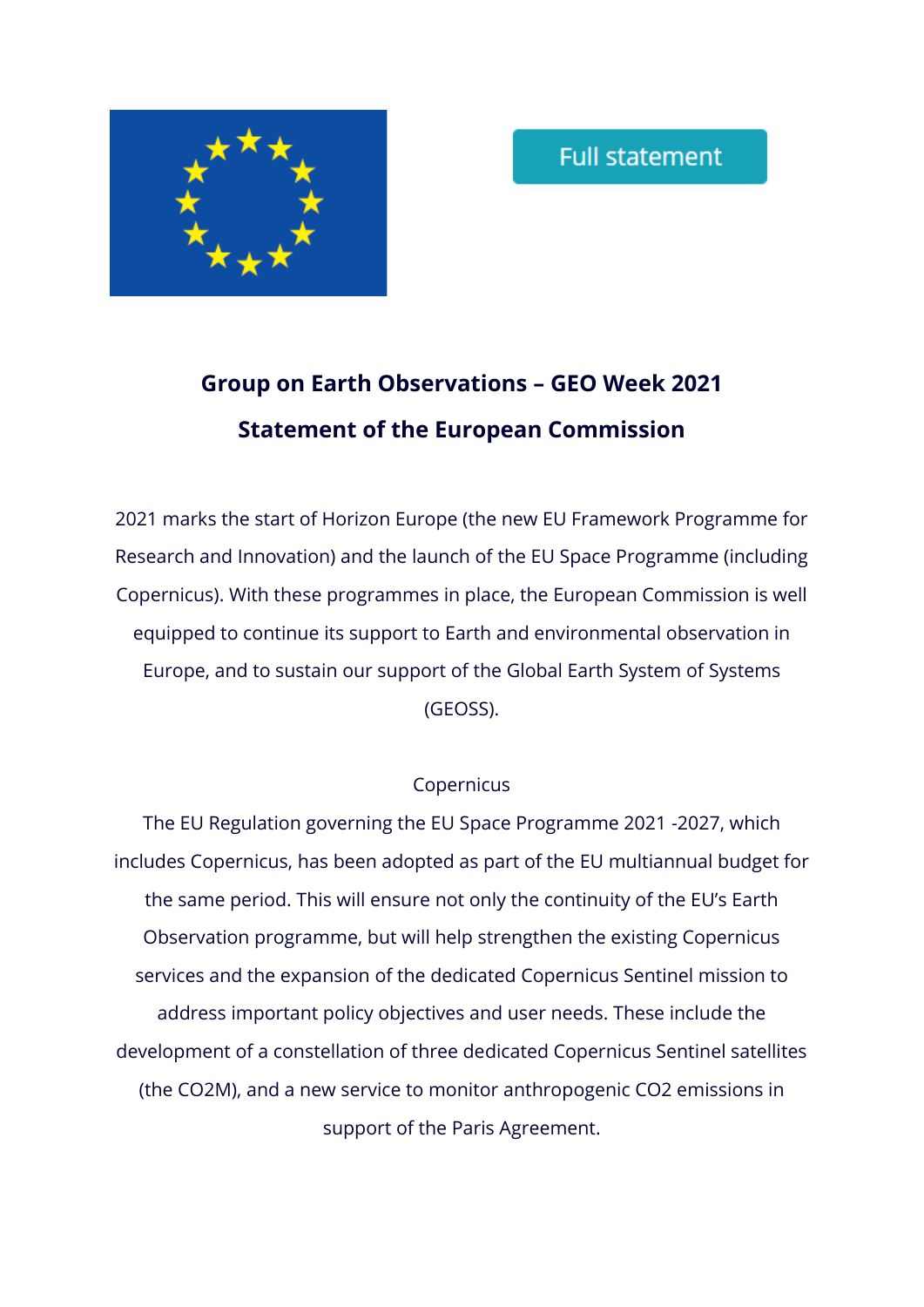Full statement

# Group on Earth Observations – GEO Week 2021

## Statement of the European Commission

2021 marks the start of Horizon Europe (the new EU Framework Programme for Research and Innovation) and the launch of the EU Space Programme (including Copernicus). With these programmes in place, the European Commission is well equipped to continue its support to Earth and environmental observation in Europe, and to sustain our support of the Global Earth System of Systems (GEOSS).

Copernicus

The EU Regulation governing the EU Space Programme 2021 -2027, which includes Copernicus, has been adopted as part of the EU multiannual budget for the same period. This will ensure not only the continuity of the EU's Earth Observation programme, but will help strengthen the existing Copernicus services and the expansion of the dedicated Copernicus Sentinel mission to address important policy objectives and user needs. These include the development of a constellation of three dedicated Copernicus Sentinel satellites (the CO2M), and a new service to monitor anthropogenic $CO_2$ emissions in support of the Paris Agreement.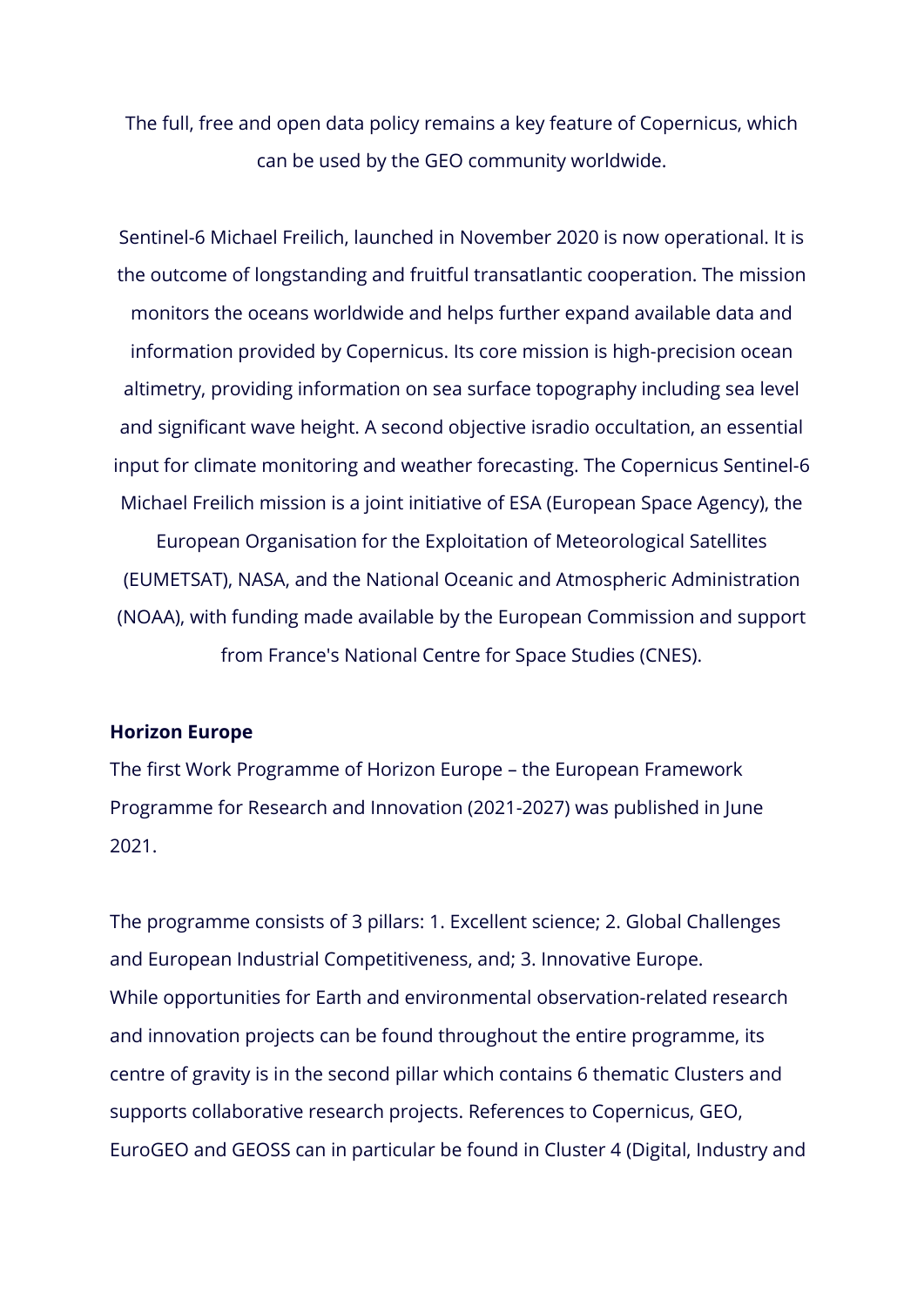The full, free and open data policy remains a key feature of Copernicus, which can be used by the GEO community worldwide.

Sentinel-6 Michael Freilich, launched in November 2020 is now operational. It is the outcome of longstanding and fruitful transatlantic cooperation. The mission monitors the oceans worldwide and helps further expand available data and information provided by Copernicus. Its core mission is high-precision ocean altimetry, providing information on sea surface topography including sea level and significant wave height. A second objective isradio occultation, an essential input for climate monitoring and weather forecasting. The Copernicus Sentinel-6 Michael Freilich mission is a joint initiative of ESA (European Space Agency), the European Organisation for the Exploitation of Meteorological Satellites (EUMETSAT), NASA, and the National Oceanic and Atmospheric Administration (NOAA), with funding made available by the European Commission and support from France's National Centre for Space Studies (CNES).

**Horizon Europe**

The first Work Programme of Horizon Europe – the European Framework Programme for Research and Innovation (2021-2027) was published in June 2021.

The programme consists of 3 pillars: 1. Excellent science; 2. Global Challenges and European Industrial Competitiveness, and; 3. Innovative Europe.
While opportunities for Earth and environmental observation-related research and innovation projects can be found throughout the entire programme, its centre of gravity is in the second pillar which contains 6 thematic Clusters and supports collaborative research projects. References to Copernicus, GEO, EuroGEO and GEOSS can in particular be found in Cluster 4 (Digital, Industry and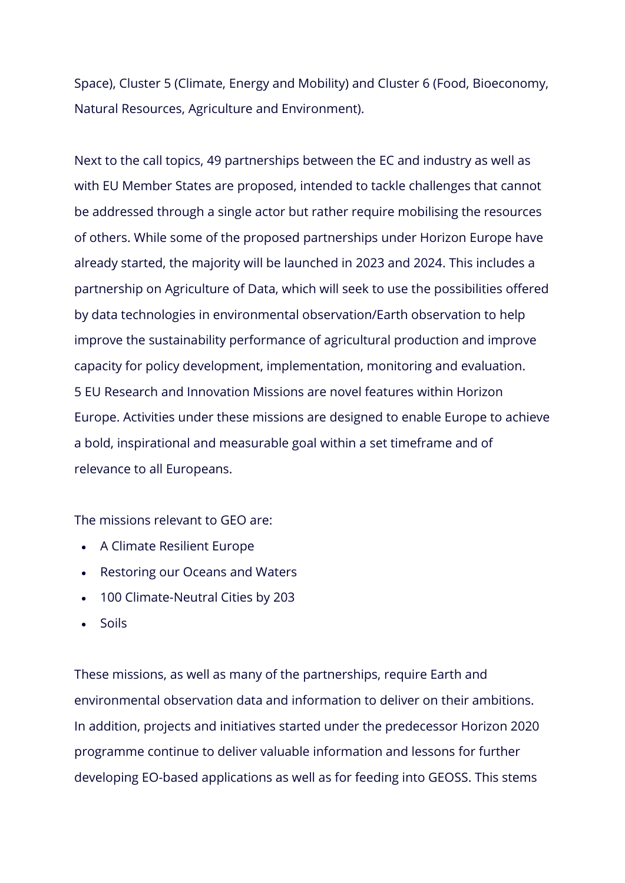Space), Cluster 5 (Climate, Energy and Mobility) and Cluster 6 (Food, Bioeconomy, Natural Resources, Agriculture and Environment).

Next to the call topics, 49 partnerships between the EC and industry as well as with EU Member States are proposed, intended to tackle challenges that cannot be addressed through a single actor but rather require mobilising the resources of others. While some of the proposed partnerships under Horizon Europe have already started, the majority will be launched in 2023 and 2024. This includes a partnership on Agriculture of Data, which will seek to use the possibilities offered by data technologies in environmental observation/Earth observation to help improve the sustainability performance of agricultural production and improve capacity for policy development, implementation, monitoring and evaluation.
5 EU Research and Innovation Missions are novel features within Horizon Europe. Activities under these missions are designed to enable Europe to achieve a bold, inspirational and measurable goal within a set timeframe and of relevance to all Europeans.

The missions relevant to GEO are:

- A Climate Resilient Europe
- Restoring our Oceans and Waters
- 100 Climate-Neutral Cities by 203
- Soils

These missions, as well as many of the partnerships, require Earth and environmental observation data and information to deliver on their ambitions. In addition, projects and initiatives started under the predecessor Horizon 2020 programme continue to deliver valuable information and lessons for further developing EO-based applications as well as for feeding into GEOSS. This stems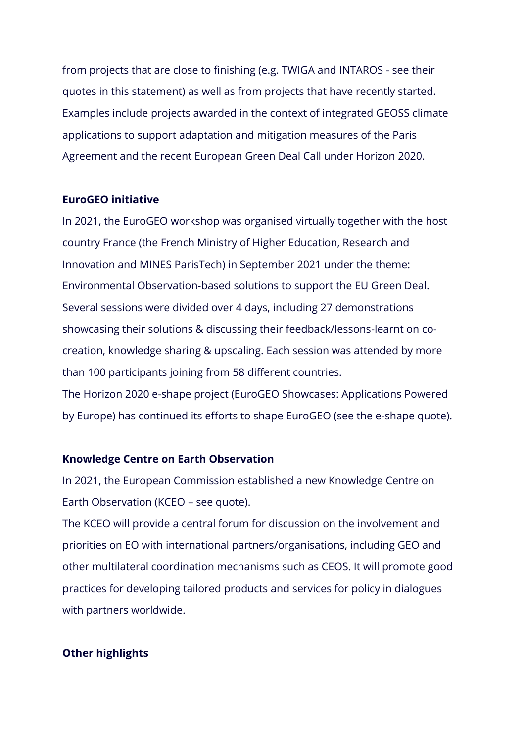from projects that are close to finishing (e.g. TWIGA and INTAROS - see their quotes in this statement) as well as from projects that have recently started. Examples include projects awarded in the context of integrated GEOSS climate applications to support adaptation and mitigation measures of the Paris Agreement and the recent European Green Deal Call under Horizon 2020.

**EuroGEO initiative**

In 2021, the EuroGEO workshop was organised virtually together with the host country France (the French Ministry of Higher Education, Research and Innovation and MINES ParisTech) in September 2021 under the theme: Environmental Observation-based solutions to support the EU Green Deal. Several sessions were divided over 4 days, including 27 demonstrations showcasing their solutions & discussing their feedback/lessons-learnt on co-creation, knowledge sharing & upscaling. Each session was attended by more than 100 participants joining from 58 different countries.

The Horizon 2020 e-shape project (EuroGEO Showcases: Applications Powered by Europe) has continued its efforts to shape EuroGEO (see the e-shape quote).

**Knowledge Centre on Earth Observation**

In 2021, the European Commission established a new Knowledge Centre on Earth Observation (KCEO – see quote).

The KCEO will provide a central forum for discussion on the involvement and priorities on EO with international partners/organisations, including GEO and other multilateral coordination mechanisms such as CEOS. It will promote good practices for developing tailored products and services for policy in dialogues with partners worldwide.

**Other highlights**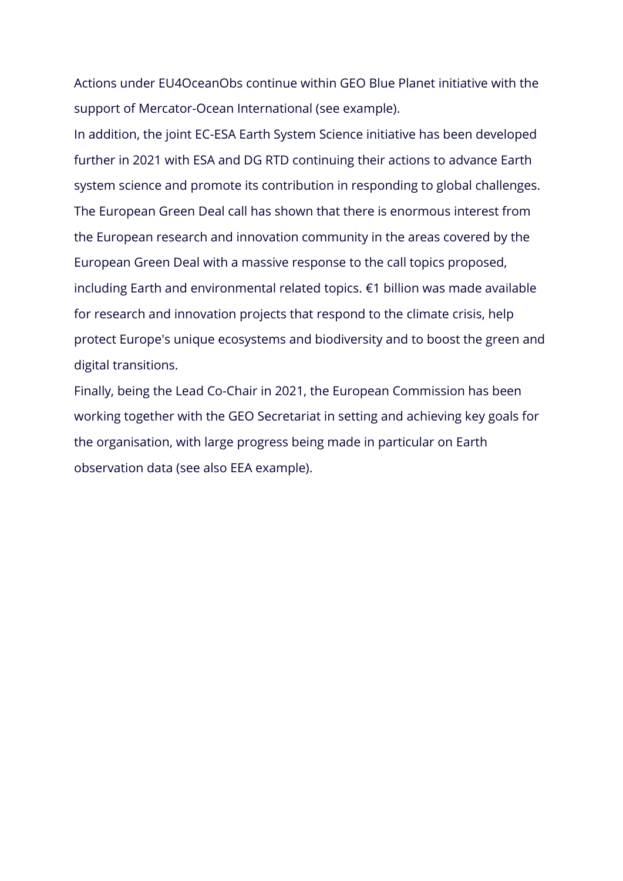Actions under EU4OceanObs continue within GEO Blue Planet initiative with the support of Mercator-Ocean International (see example).

In addition, the joint EC-ESA Earth System Science initiative has been developed further in 2021 with ESA and DG RTD continuing their actions to advance Earth system science and promote its contribution in responding to global challenges.

The European Green Deal call has shown that there is enormous interest from the European research and innovation community in the areas covered by the European Green Deal with a massive response to the call topics proposed, including Earth and environmental related topics. €1 billion was made available for research and innovation projects that respond to the climate crisis, help protect Europe's unique ecosystems and biodiversity and to boost the green and digital transitions.

Finally, being the Lead Co-Chair in 2021, the European Commission has been working together with the GEO Secretariat in setting and achieving key goals for the organisation, with large progress being made in particular on Earth observation data (see also EEA example).